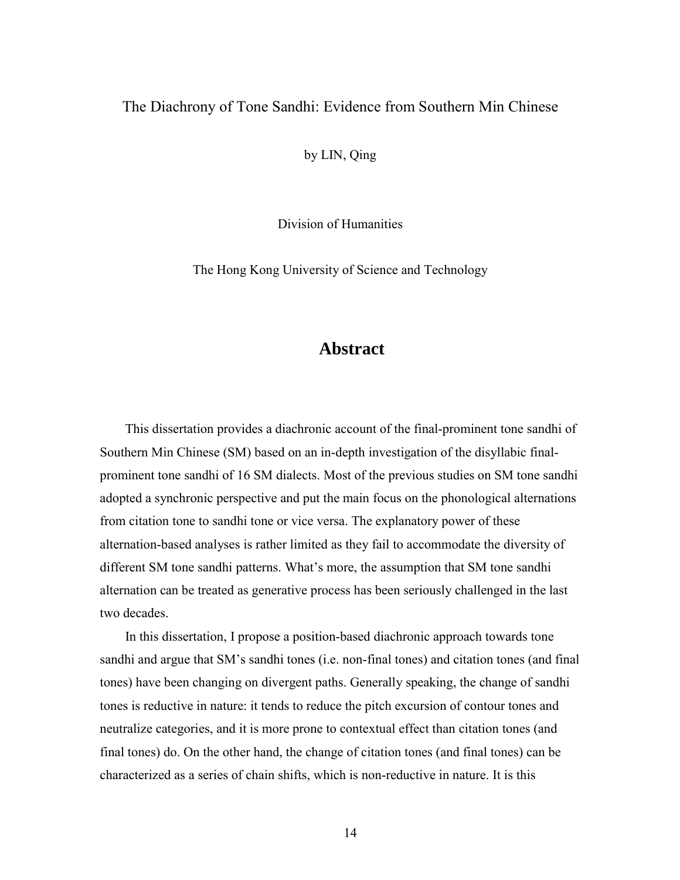The Diachrony of Tone Sandhi: Evidence from Southern Min Chinese

by LIN, Qing

Division of Humanities

The Hong Kong University of Science and Technology

# Abstract

This dissertation provides a diachronic account of the final-prominent tone sandhi of Southern Min Chinese (SM) based on an in-depth investigation of the disyllabic final-prominent tone sandhi of 16 SM dialects. Most of the previous studies on SM tone sandhi adopted a synchronic perspective and put the main focus on the phonological alternations from citation tone to sandhi tone or vice versa. The explanatory power of these alternation-based analyses is rather limited as they fail to accommodate the diversity of different SM tone sandhi patterns. What's more, the assumption that SM tone sandhi alternation can be treated as generative process has been seriously challenged in the last two decades.

In this dissertation, I propose a position-based diachronic approach towards tone sandhi and argue that SM's sandhi tones (i.e. non-final tones) and citation tones (and final tones) have been changing on divergent paths. Generally speaking, the change of sandhi tones is reductive in nature: it tends to reduce the pitch excursion of contour tones and neutralize categories, and it is more prone to contextual effect than citation tones (and final tones) do. On the other hand, the change of citation tones (and final tones) can be characterized as a series of chain shifts, which is non-reductive in nature. It is this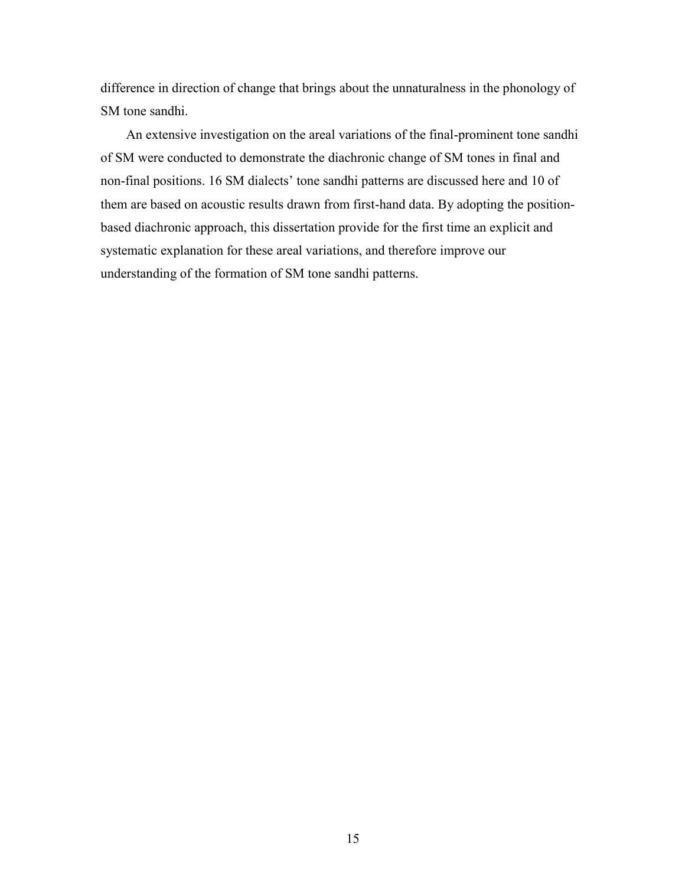difference in direction of change that brings about the unnaturalness in the phonology of SM tone sandhi.

An extensive investigation on the areal variations of the final-prominent tone sandhi of SM were conducted to demonstrate the diachronic change of SM tones in final and non-final positions. 16 SM dialects' tone sandhi patterns are discussed here and 10 of them are based on acoustic results drawn from first-hand data. By adopting the position-based diachronic approach, this dissertation provide for the first time an explicit and systematic explanation for these areal variations, and therefore improve our understanding of the formation of SM tone sandhi patterns.